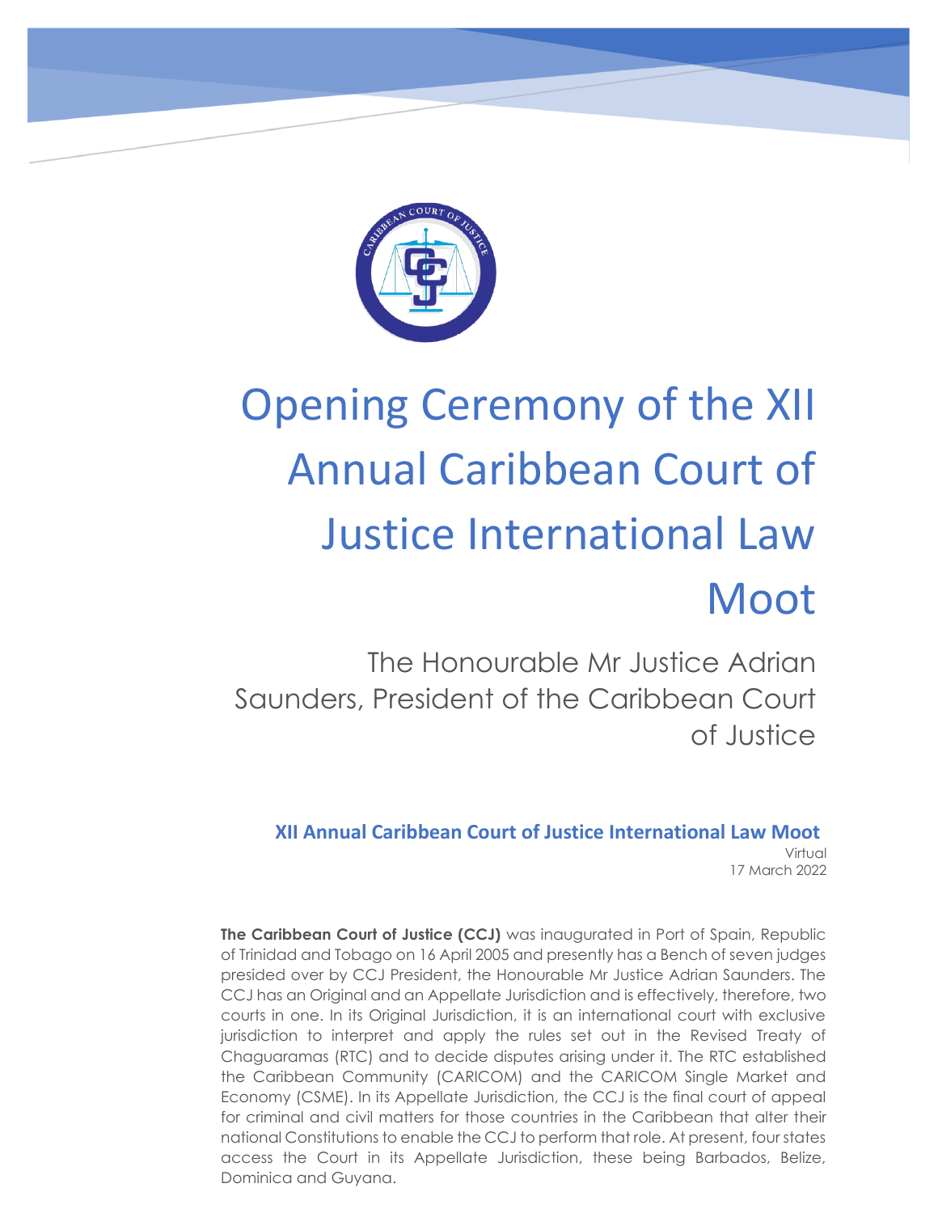# Opening Ceremony of the XII Annual Caribbean Court of Justice International Law Moot

The Honourable Mr Justice Adrian Saunders, President of the Caribbean Court of Justice

**XII Annual Caribbean Court of Justice International Law Moot**

Virtual
17 March 2022

**The Caribbean Court of Justice (CCJ)** was inaugurated in Port of Spain, Republic of Trinidad and Tobago on 16 April 2005 and presently has a Bench of seven judges presided over by CCJ President, the Honourable Mr Justice Adrian Saunders. The CCJ has an Original and an Appellate Jurisdiction and is effectively, therefore, two courts in one. In its Original Jurisdiction, it is an international court with exclusive jurisdiction to interpret and apply the rules set out in the Revised Treaty of Chaguaramas (RTC) and to decide disputes arising under it. The RTC established the Caribbean Community (CARICOM) and the CARICOM Single Market and Economy (CSME). In its Appellate Jurisdiction, the CCJ is the final court of appeal for criminal and civil matters for those countries in the Caribbean that alter their national Constitutions to enable the CCJ to perform that role. At present, four states access the Court in its Appellate Jurisdiction, these being Barbados, Belize, Dominica and Guyana.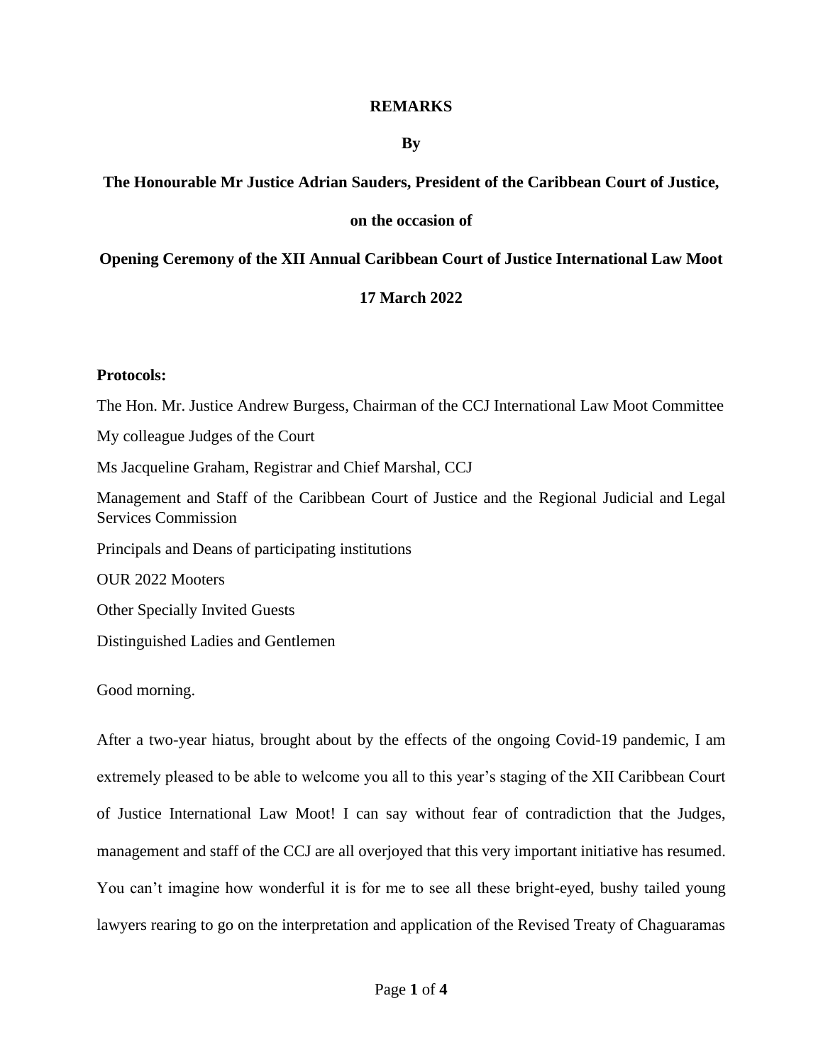**REMARKS**

**By**

**The Honourable Mr Justice Adrian Sauders, President of the Caribbean Court of Justice,**

**on the occasion of**

**Opening Ceremony of the XII Annual Caribbean Court of Justice International Law Moot**

**17 March 2022**

**Protocols:**

The Hon. Mr. Justice Andrew Burgess, Chairman of the CCJ International Law Moot Committee

My colleague Judges of the Court

Ms Jacqueline Graham, Registrar and Chief Marshal, CCJ

Management and Staff of the Caribbean Court of Justice and the Regional Judicial and Legal Services Commission

Principals and Deans of participating institutions

OUR 2022 Mooters

Other Specially Invited Guests

Distinguished Ladies and Gentlemen

Good morning.

After a two-year hiatus, brought about by the effects of the ongoing Covid-19 pandemic, I am extremely pleased to be able to welcome you all to this year's staging of the XII Caribbean Court of Justice International Law Moot! I can say without fear of contradiction that the Judges, management and staff of the CCJ are all overjoyed that this very important initiative has resumed. You can't imagine how wonderful it is for me to see all these bright-eyed, bushy tailed young lawyers rearing to go on the interpretation and application of the Revised Treaty of Chaguaramas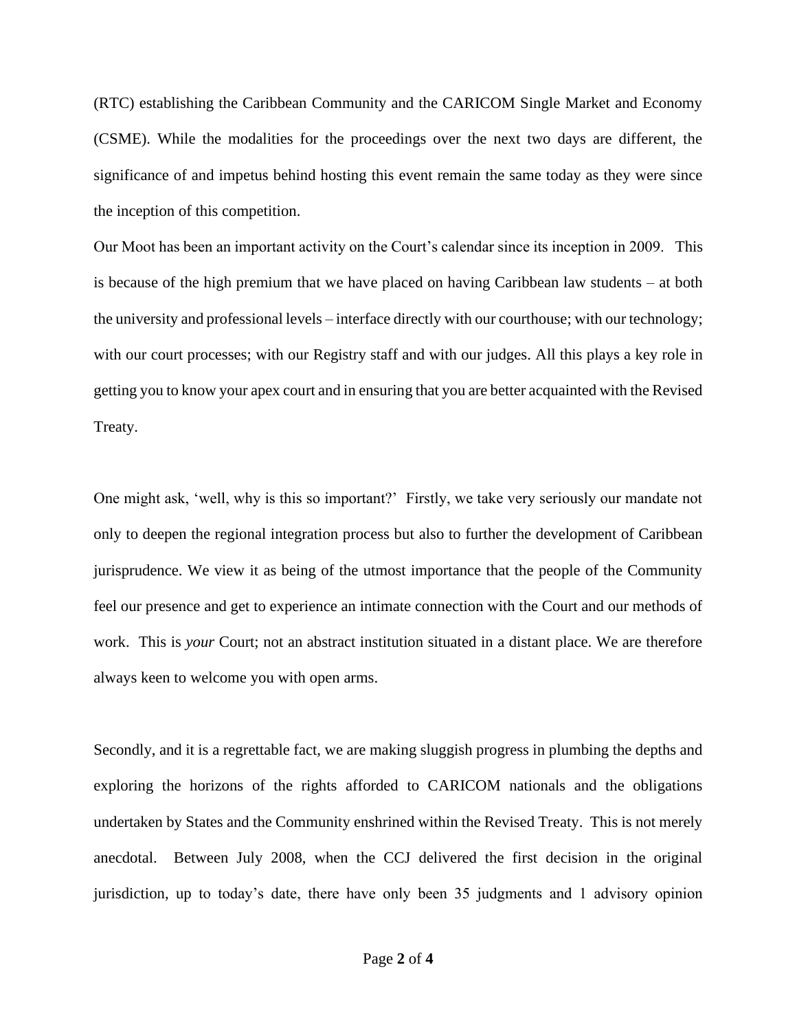(RTC) establishing the Caribbean Community and the CARICOM Single Market and Economy (CSME). While the modalities for the proceedings over the next two days are different, the significance of and impetus behind hosting this event remain the same today as they were since the inception of this competition.

Our Moot has been an important activity on the Court's calendar since its inception in 2009. This is because of the high premium that we have placed on having Caribbean law students – at both the university and professional levels – interface directly with our courthouse; with our technology; with our court processes; with our Registry staff and with our judges. All this plays a key role in getting you to know your apex court and in ensuring that you are better acquainted with the Revised Treaty.

One might ask, 'well, why is this so important?' Firstly, we take very seriously our mandate not only to deepen the regional integration process but also to further the development of Caribbean jurisprudence. We view it as being of the utmost importance that the people of the Community feel our presence and get to experience an intimate connection with the Court and our methods of work. This is *your* Court; not an abstract institution situated in a distant place. We are therefore always keen to welcome you with open arms.

Secondly, and it is a regrettable fact, we are making sluggish progress in plumbing the depths and exploring the horizons of the rights afforded to CARICOM nationals and the obligations undertaken by States and the Community enshrined within the Revised Treaty. This is not merely anecdotal. Between July 2008, when the CCJ delivered the first decision in the original jurisdiction, up to today's date, there have only been 35 judgments and 1 advisory opinion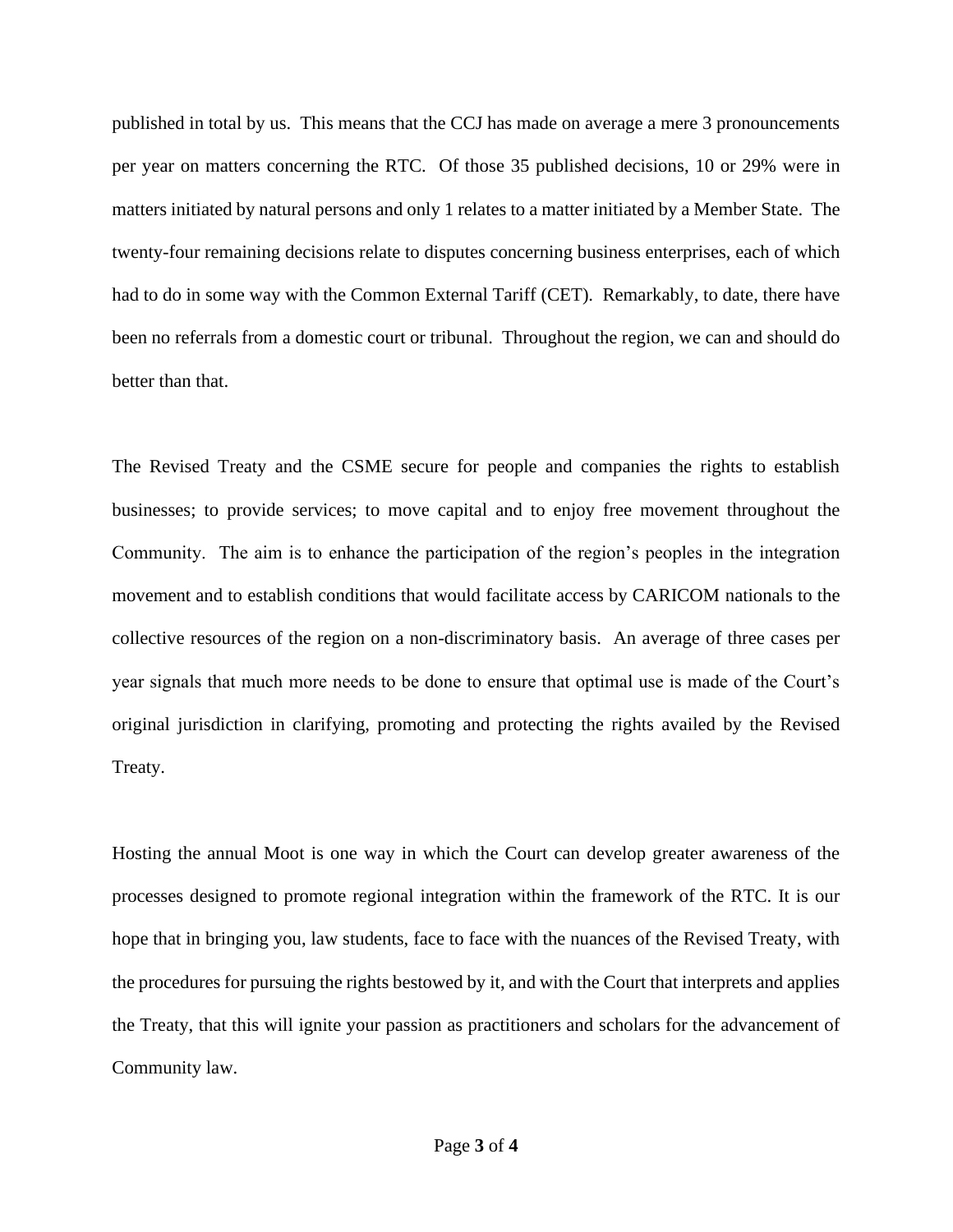published in total by us. This means that the CCJ has made on average a mere 3 pronouncements per year on matters concerning the RTC. Of those 35 published decisions, 10 or 29% were in matters initiated by natural persons and only 1 relates to a matter initiated by a Member State. The twenty-four remaining decisions relate to disputes concerning business enterprises, each of which had to do in some way with the Common External Tariff (CET). Remarkably, to date, there have been no referrals from a domestic court or tribunal. Throughout the region, we can and should do better than that.

The Revised Treaty and the CSME secure for people and companies the rights to establish businesses; to provide services; to move capital and to enjoy free movement throughout the Community. The aim is to enhance the participation of the region's peoples in the integration movement and to establish conditions that would facilitate access by CARICOM nationals to the collective resources of the region on a non-discriminatory basis. An average of three cases per year signals that much more needs to be done to ensure that optimal use is made of the Court's original jurisdiction in clarifying, promoting and protecting the rights availed by the Revised Treaty.

Hosting the annual Moot is one way in which the Court can develop greater awareness of the processes designed to promote regional integration within the framework of the RTC. It is our hope that in bringing you, law students, face to face with the nuances of the Revised Treaty, with the procedures for pursuing the rights bestowed by it, and with the Court that interprets and applies the Treaty, that this will ignite your passion as practitioners and scholars for the advancement of Community law.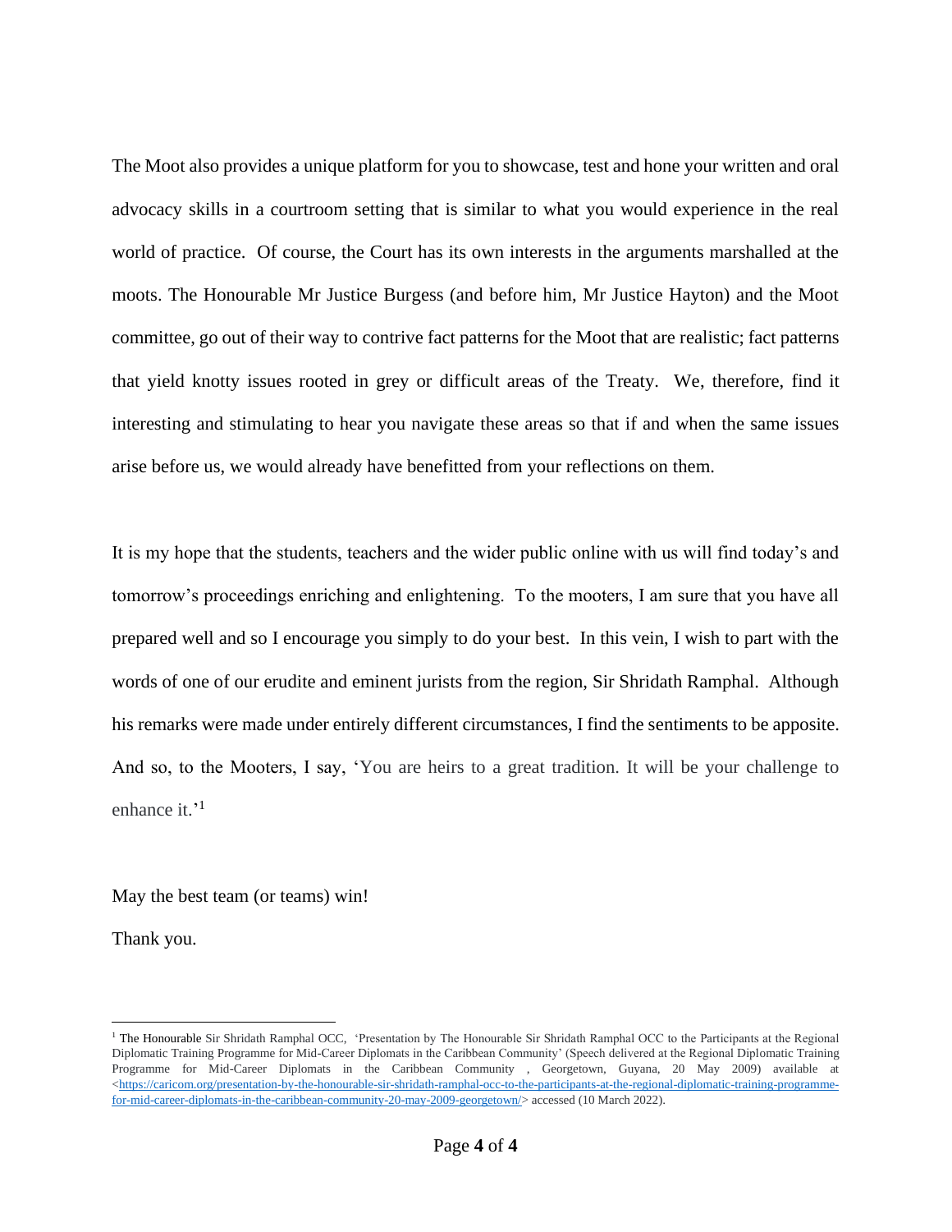The Moot also provides a unique platform for you to showcase, test and hone your written and oral advocacy skills in a courtroom setting that is similar to what you would experience in the real world of practice. Of course, the Court has its own interests in the arguments marshalled at the moots. The Honourable Mr Justice Burgess (and before him, Mr Justice Hayton) and the Moot committee, go out of their way to contrive fact patterns for the Moot that are realistic; fact patterns that yield knotty issues rooted in grey or difficult areas of the Treaty. We, therefore, find it interesting and stimulating to hear you navigate these areas so that if and when the same issues arise before us, we would already have benefitted from your reflections on them.

It is my hope that the students, teachers and the wider public online with us will find today's and tomorrow's proceedings enriching and enlightening. To the mooters, I am sure that you have all prepared well and so I encourage you simply to do your best. In this vein, I wish to part with the words of one of our erudite and eminent jurists from the region, Sir Shridath Ramphal. Although his remarks were made under entirely different circumstances, I find the sentiments to be apposite. And so, to the Mooters, I say, 'You are heirs to a great tradition. It will be your challenge to enhance it.'[1]

May the best team (or teams) win!

Thank you.

---

[1] The Honourable Sir Shridath Ramphal OCC, 'Presentation by The Honourable Sir Shridath Ramphal OCC to the Participants at the Regional Diplomatic Training Programme for Mid-Career Diplomats in the Caribbean Community' (Speech delivered at the Regional Diplomatic Training Programme for Mid-Career Diplomats in the Caribbean Community , Georgetown, Guyana, 20 May 2009) available at <https://caricom.org/presentation-by-the-honourable-sir-shridath-ramphal-occ-to-the-participants-at-the-regional-diplomatic-training-programme-for-mid-career-diplomats-in-the-caribbean-community-20-may-2009-georgetown/> accessed (10 March 2022).